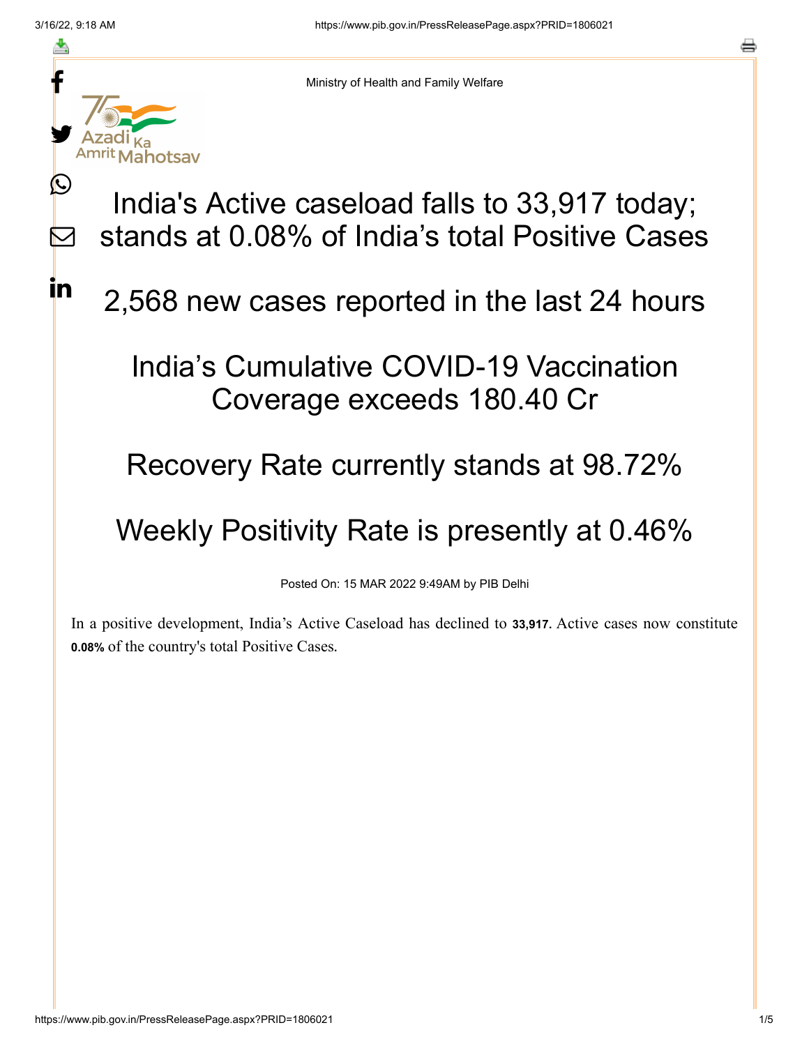Ministry of Health and Family Welfare

# India's Active caseload falls to 33,917 today; stands at 0.08% of India's total Positive Cases

## 2,568 new cases reported in the last 24 hours

## India's Cumulative COVID-19 Vaccination Coverage exceeds 180.40 Cr

## Recovery Rate currently stands at 98.72%

## Weekly Positivity Rate is presently at 0.46%

Posted On: 15 MAR 2022 9:49AM by PIB Delhi

In a positive development, India's Active Caseload has declined to **33,917**. Active cases now constitute **0.08%** of the country's total Positive Cases.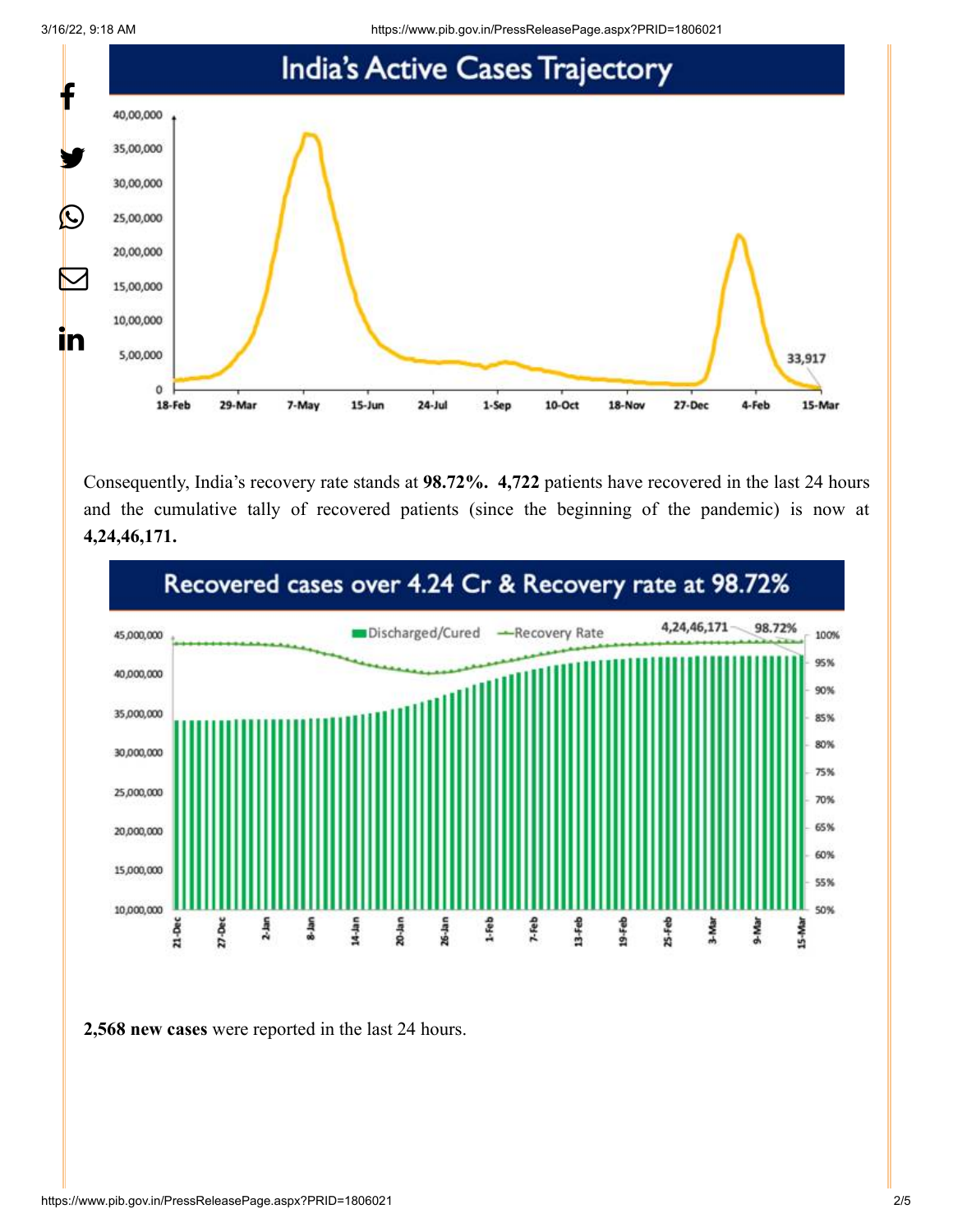## India's Active Cases Trajectory

Consequently, India's recovery rate stands at **98.72%. 4,722** patients have recovered in the last 24 hours and the cumulative tally of recovered patients (since the beginning of the pandemic) is now at **4,24,46,171.**

## Recovered cases over 4.24 Cr & Recovery rate at 98.72%

**2,568 new cases** were reported in the last 24 hours.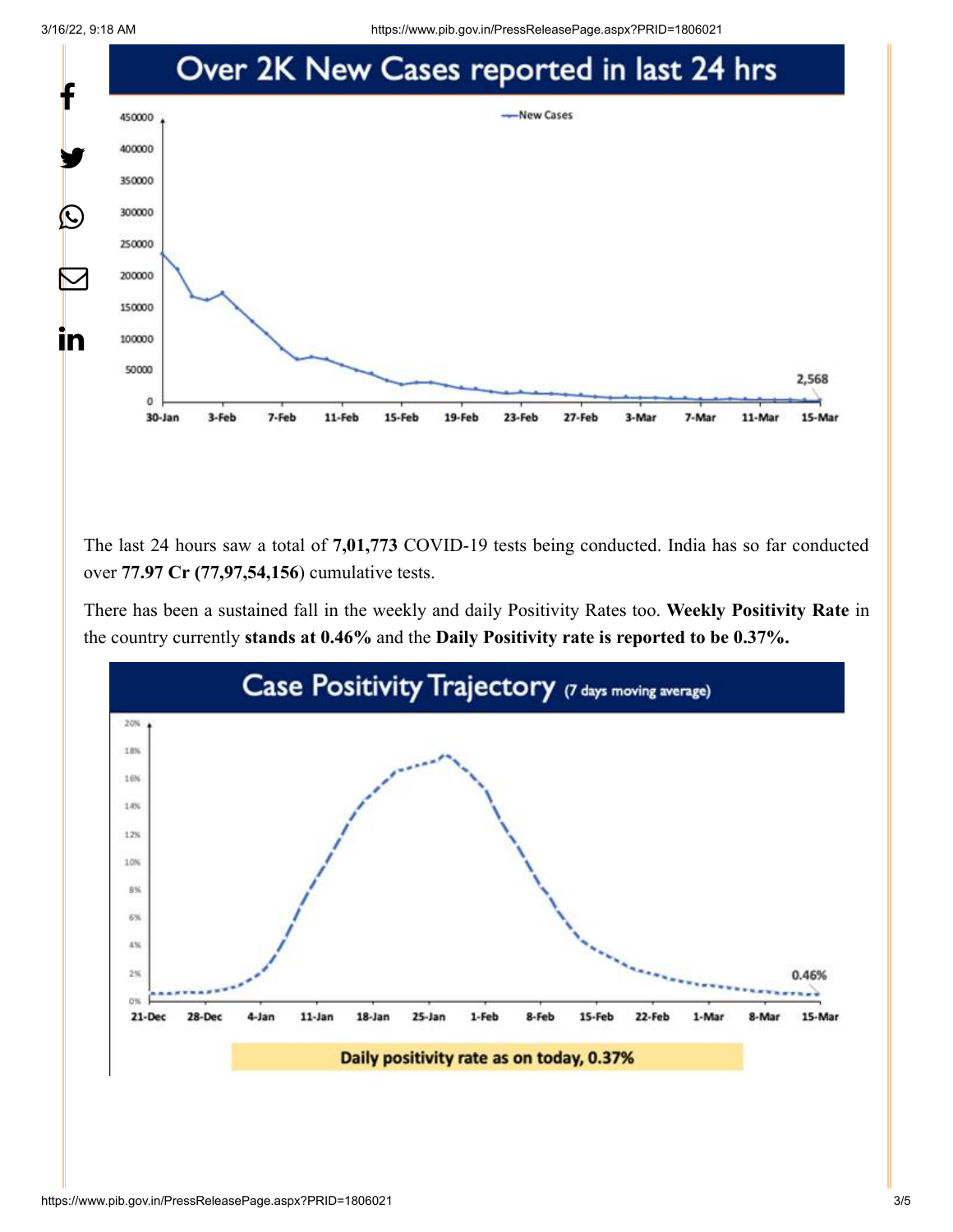# Over 2K New Cases reported in last 24 hrs

The last 24 hours saw a total of **7,01,773** COVID-19 tests being conducted. India has so far conducted over **77.97 Cr (77,97,54,156**) cumulative tests.

There has been a sustained fall in the weekly and daily Positivity Rates too. **Weekly Positivity Rate** in the country currently **stands at 0.46%** and the **Daily Positivity rate is reported to be 0.37%.**

# Case Positivity Trajectory (7 days moving average)

**Daily positivity rate as on today, 0.37%**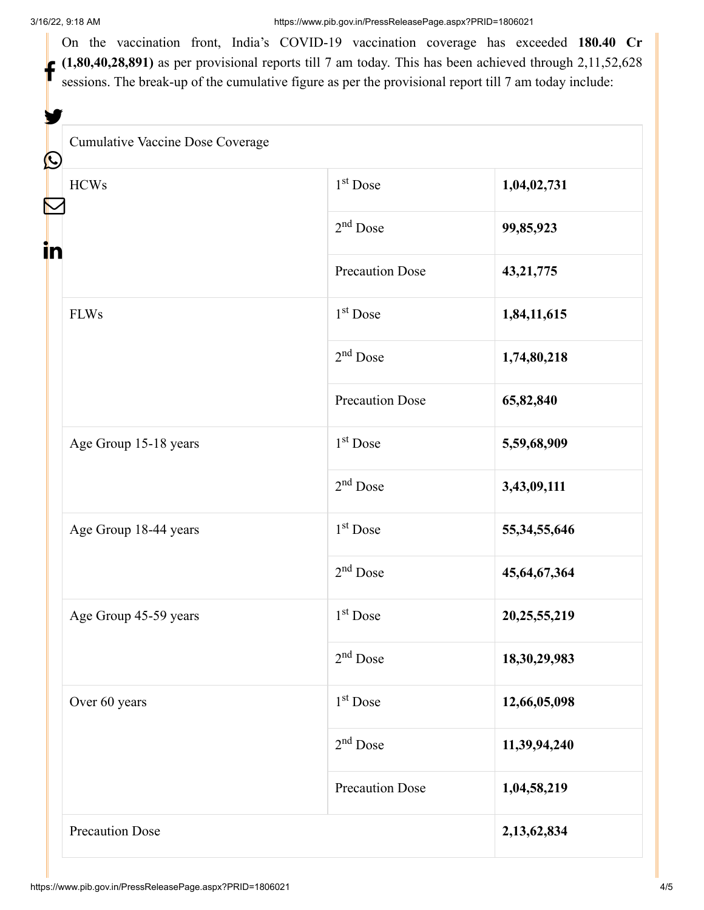On the vaccination front, India's COVID-19 vaccination coverage has exceeded **180.40 Cr (1,80,40,28,891)** as per provisional reports till 7 am today. This has been achieved through 2,11,52,628 sessions. The break-up of the cumulative figure as per the provisional report till 7 am today include:

| Cumulative Vaccine Dose Coverage | | |
|---|---|---|
| HCWs | 1st Dose | **1,04,02,731** |
| | 2nd Dose | **99,85,923** |
| | Precaution Dose | **43,21,775** |
| FLWs | 1st Dose | **1,84,11,615** |
| | 2nd Dose | **1,74,80,218** |
| | Precaution Dose | **65,82,840** |
| Age Group 15-18 years | 1st Dose | **5,59,68,909** |
| | 2nd Dose | **3,43,09,111** |
| Age Group 18-44 years | 1st Dose | **55,34,55,646** |
| | 2nd Dose | **45,64,67,364** |
| Age Group 45-59 years | 1st Dose | **20,25,55,219** |
| | 2nd Dose | **18,30,29,983** |
| Over 60 years | 1st Dose | **12,66,05,098** |
| | 2nd Dose | **11,39,94,240** |
| | Precaution Dose | **1,04,58,219** |
| Precaution Dose | | **2,13,62,834** |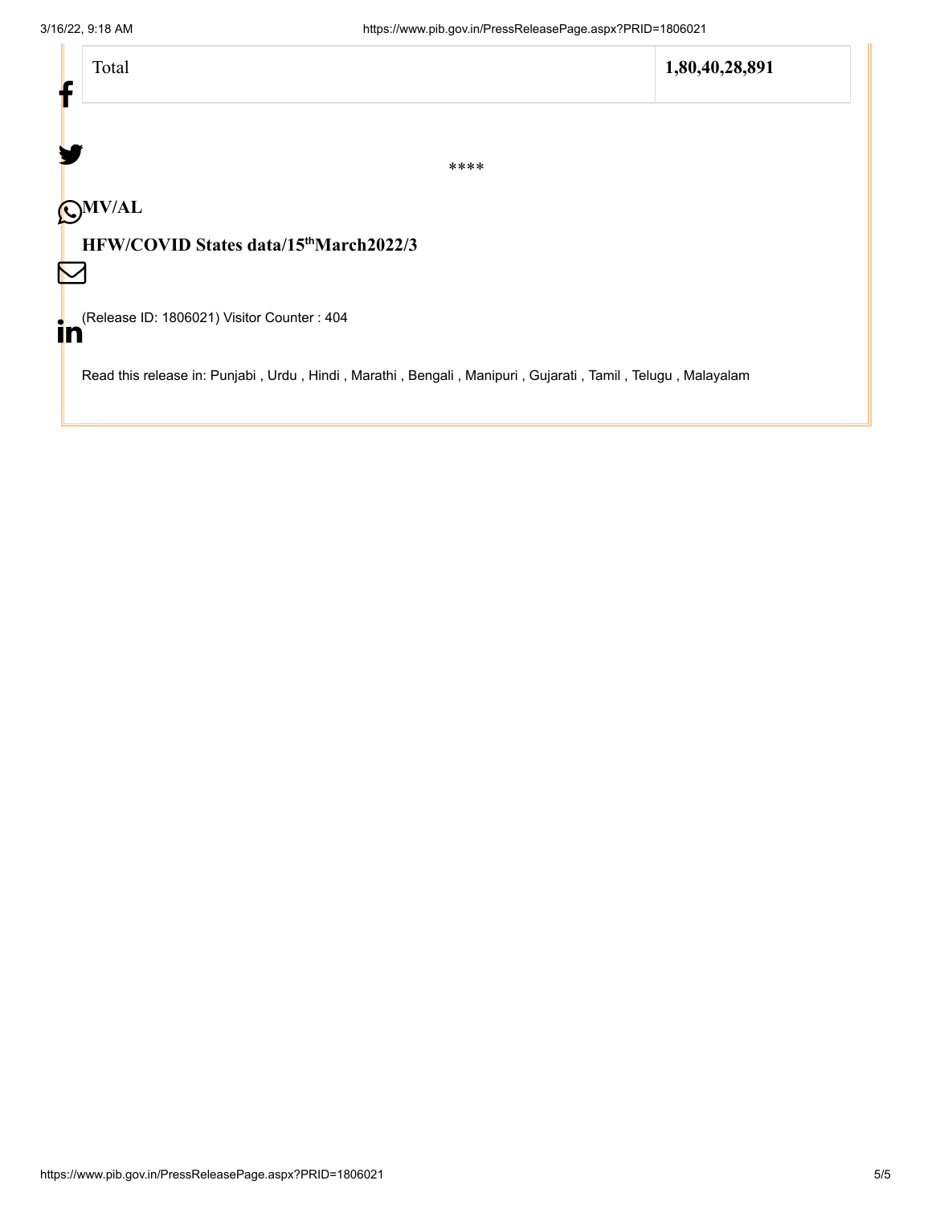| | |
|---|---|
| Total | **1,80,40,28,891** |

****

**MV/AL**

**HFW/COVID States data/15thMarch2022/3**

(Release ID: 1806021) Visitor Counter : 404

Read this release in: Punjabi , Urdu , Hindi , Marathi , Bengali , Manipuri , Gujarati , Tamil , Telugu , Malayalam